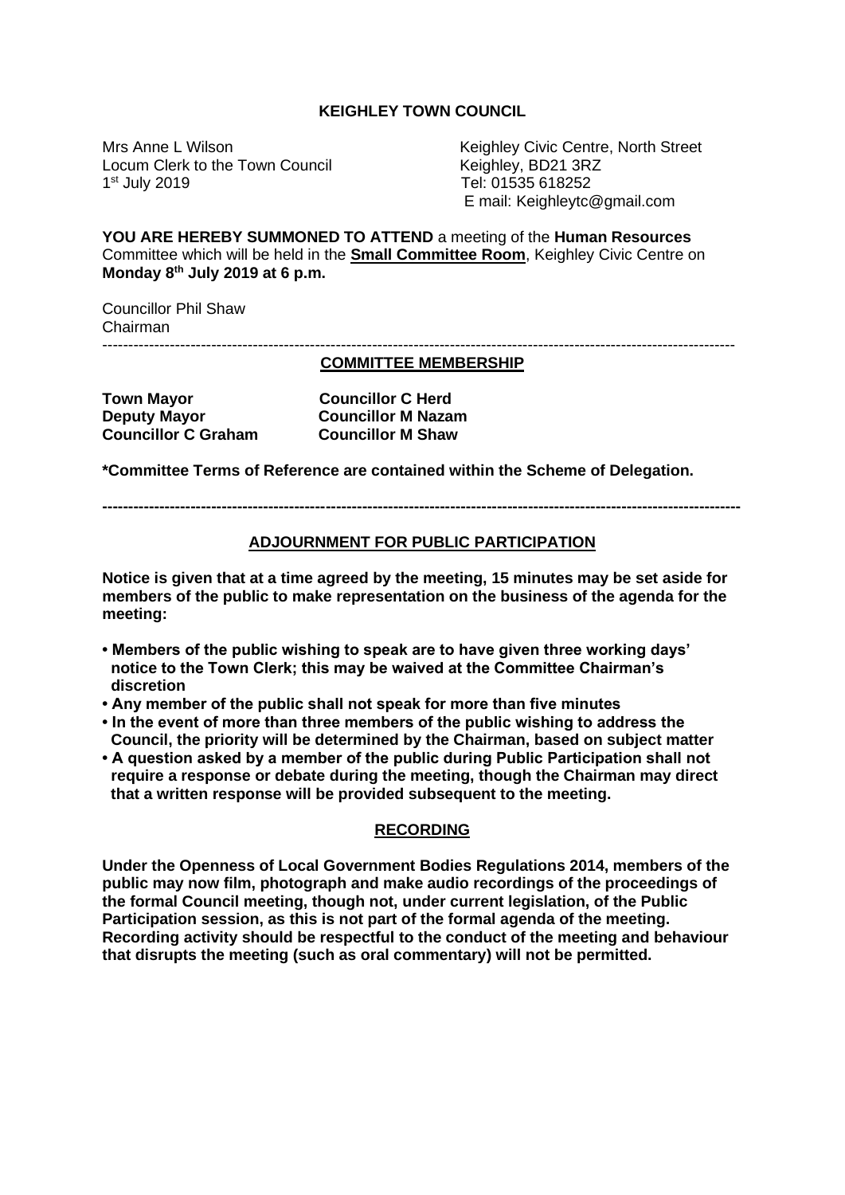**KEIGHLEY TOWN COUNCIL**

Mrs Anne L Wilson
Locum Clerk to the Town Council
1st July 2019

Keighley Civic Centre, North Street
Keighley, BD21 3RZ
Tel: 01535 618252
E mail: Keighleytc@gmail.com

**YOU ARE HEREBY SUMMONED TO ATTEND** a meeting of the **Human Resources** Committee which will be held in the **Small Committee Room**, Keighley Civic Centre on **Monday 8th July 2019 at 6 p.m.**

Councillor Phil Shaw
Chairman

---

**COMMITTEE MEMBERSHIP**

| | |
|---|---|
| **Town Mayor** | **Councillor C Herd** |
| **Deputy Mayor** | **Councillor M Nazam** |
| **Councillor C Graham** | **Councillor M Shaw** |

**\*Committee Terms of Reference are contained within the Scheme of Delegation.**

---

**ADJOURNMENT FOR PUBLIC PARTICIPATION**

**Notice is given that at a time agreed by the meeting, 15 minutes may be set aside for members of the public to make representation on the business of the agenda for the meeting:**

- **Members of the public wishing to speak are to have given three working days' notice to the Town Clerk; this may be waived at the Committee Chairman's discretion**
- **Any member of the public shall not speak for more than five minutes**
- **In the event of more than three members of the public wishing to address the Council, the priority will be determined by the Chairman, based on subject matter**
- **A question asked by a member of the public during Public Participation shall not require a response or debate during the meeting, though the Chairman may direct that a written response will be provided subsequent to the meeting.**

**RECORDING**

**Under the Openness of Local Government Bodies Regulations 2014, members of the public may now film, photograph and make audio recordings of the proceedings of the formal Council meeting, though not, under current legislation, of the Public Participation session, as this is not part of the formal agenda of the meeting. Recording activity should be respectful to the conduct of the meeting and behaviour that disrupts the meeting (such as oral commentary) will not be permitted.**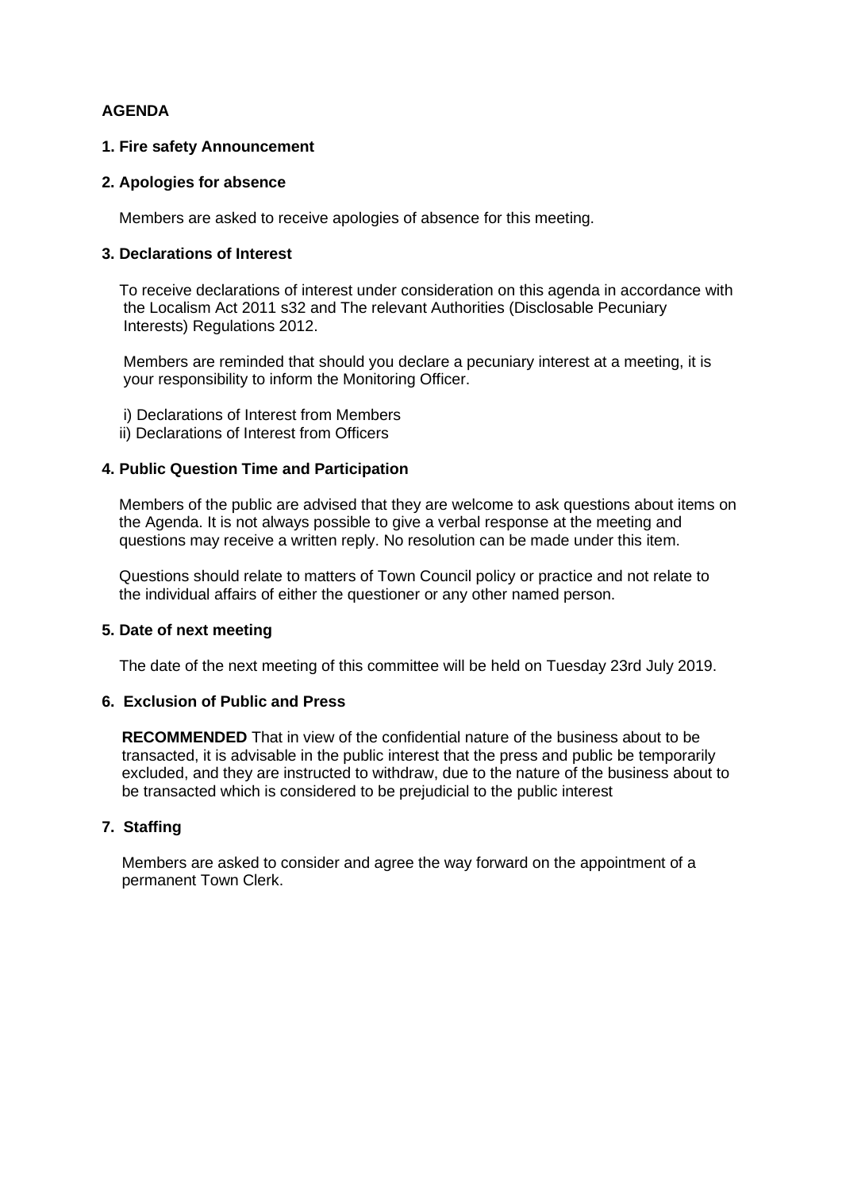**AGENDA**

**1. Fire safety Announcement**

**2. Apologies for absence**

Members are asked to receive apologies of absence for this meeting.

**3. Declarations of Interest**

To receive declarations of interest under consideration on this agenda in accordance with the Localism Act 2011 s32 and The relevant Authorities (Disclosable Pecuniary Interests) Regulations 2012.

Members are reminded that should you declare a pecuniary interest at a meeting, it is your responsibility to inform the Monitoring Officer.

i) Declarations of Interest from Members
ii) Declarations of Interest from Officers

**4. Public Question Time and Participation**

Members of the public are advised that they are welcome to ask questions about items on the Agenda. It is not always possible to give a verbal response at the meeting and questions may receive a written reply. No resolution can be made under this item.

Questions should relate to matters of Town Council policy or practice and not relate to the individual affairs of either the questioner or any other named person.

**5. Date of next meeting**

The date of the next meeting of this committee will be held on Tuesday 23rd July 2019.

**6. Exclusion of Public and Press**

**RECOMMENDED** That in view of the confidential nature of the business about to be transacted, it is advisable in the public interest that the press and public be temporarily excluded, and they are instructed to withdraw, due to the nature of the business about to be transacted which is considered to be prejudicial to the public interest

**7. Staffing**

Members are asked to consider and agree the way forward on the appointment of a permanent Town Clerk.